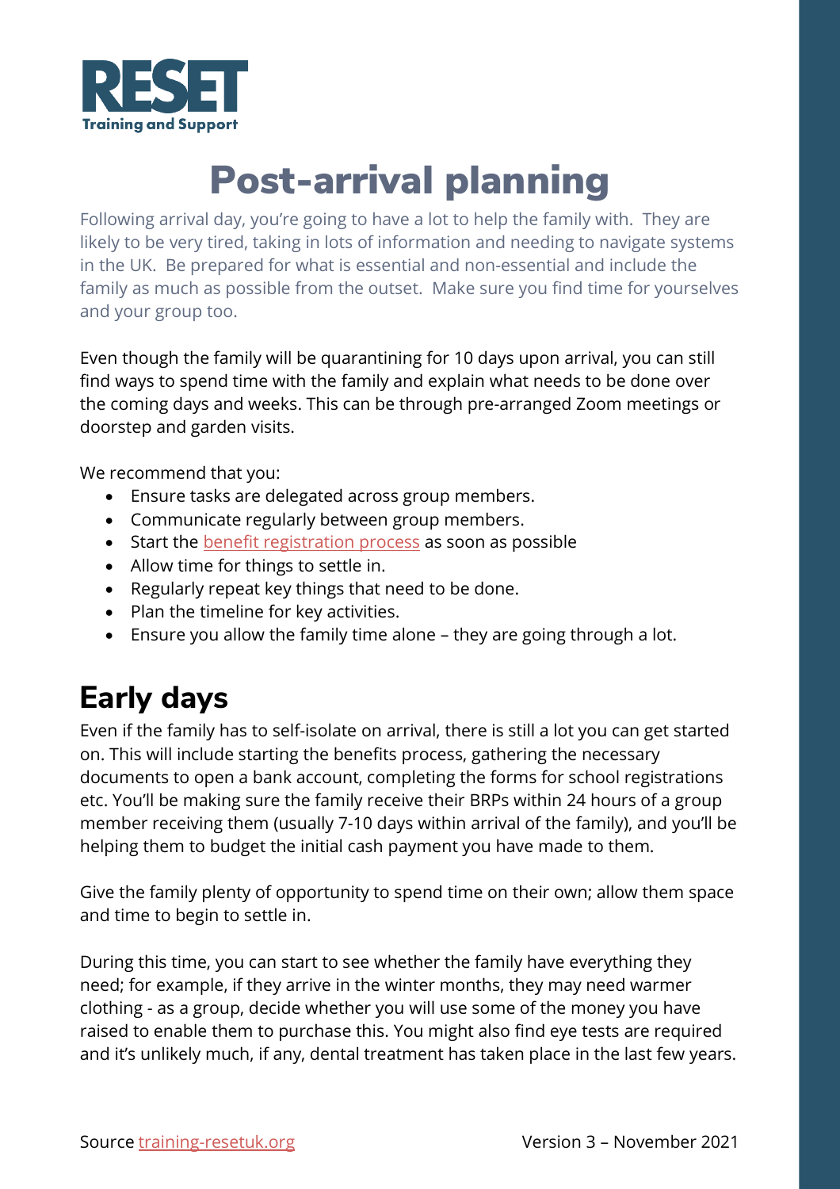# Post-arrival planning

Following arrival day, you're going to have a lot to help the family with. They are likely to be very tired, taking in lots of information and needing to navigate systems in the UK. Be prepared for what is essential and non-essential and include the family as much as possible from the outset. Make sure you find time for yourselves and your group too.

Even though the family will be quarantining for 10 days upon arrival, you can still find ways to spend time with the family and explain what needs to be done over the coming days and weeks. This can be through pre-arranged Zoom meetings or doorstep and garden visits.

We recommend that you:

- Ensure tasks are delegated across group members.
- Communicate regularly between group members.
- Start the benefit registration process as soon as possible
- Allow time for things to settle in.
- Regularly repeat key things that need to be done.
- Plan the timeline for key activities.
- Ensure you allow the family time alone – they are going through a lot.

## Early days

Even if the family has to self-isolate on arrival, there is still a lot you can get started on. This will include starting the benefits process, gathering the necessary documents to open a bank account, completing the forms for school registrations etc. You'll be making sure the family receive their BRPs within 24 hours of a group member receiving them (usually 7-10 days within arrival of the family), and you'll be helping them to budget the initial cash payment you have made to them.

Give the family plenty of opportunity to spend time on their own; allow them space and time to begin to settle in.

During this time, you can start to see whether the family have everything they need; for example, if they arrive in the winter months, they may need warmer clothing - as a group, decide whether you will use some of the money you have raised to enable them to purchase this. You might also find eye tests are required and it's unlikely much, if any, dental treatment has taken place in the last few years.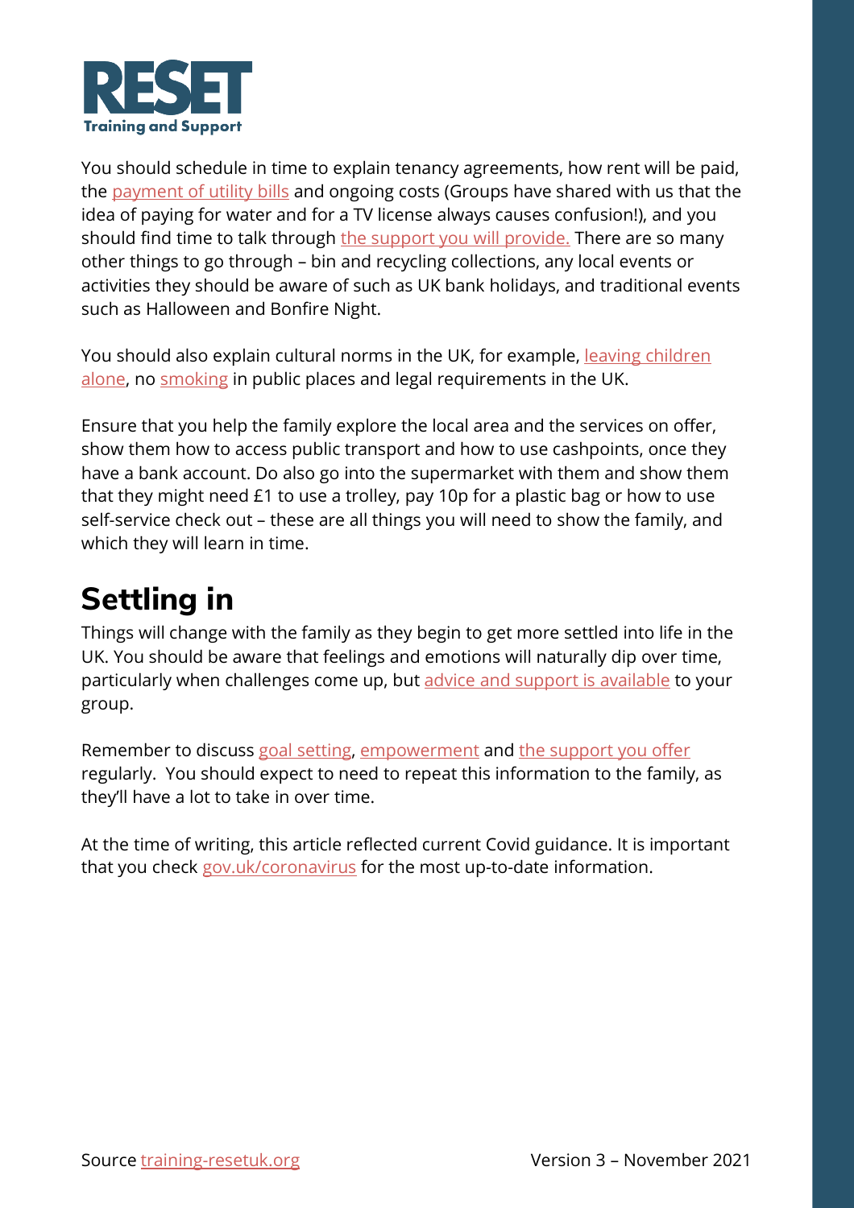You should schedule in time to explain tenancy agreements, how rent will be paid, the payment of utility bills and ongoing costs (Groups have shared with us that the idea of paying for water and for a TV license always causes confusion!), and you should find time to talk through the support you will provide. There are so many other things to go through – bin and recycling collections, any local events or activities they should be aware of such as UK bank holidays, and traditional events such as Halloween and Bonfire Night.

You should also explain cultural norms in the UK, for example, leaving children alone, no smoking in public places and legal requirements in the UK.

Ensure that you help the family explore the local area and the services on offer, show them how to access public transport and how to use cashpoints, once they have a bank account. Do also go into the supermarket with them and show them that they might need £1 to use a trolley, pay 10p for a plastic bag or how to use self-service check out – these are all things you will need to show the family, and which they will learn in time.

## Settling in

Things will change with the family as they begin to get more settled into life in the UK. You should be aware that feelings and emotions will naturally dip over time, particularly when challenges come up, but advice and support is available to your group.

Remember to discuss goal setting, empowerment and the support you offer regularly. You should expect to need to repeat this information to the family, as they'll have a lot to take in over time.

At the time of writing, this article reflected current Covid guidance. It is important that you check gov.uk/coronavirus for the most up-to-date information.

Source training-resetuk.org Version 3 – November 2021